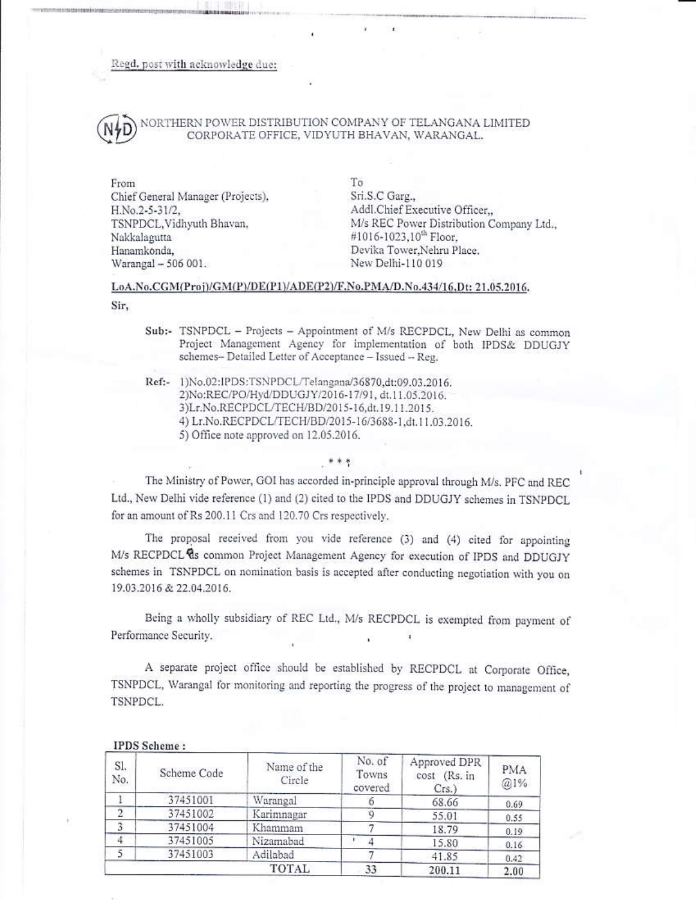Regd. post with acknowledge due:

NORTHERN POWER DISTRIBUTION COMPANY OF TELANGANA LIMITED
CORPORATE OFFICE, VIDYUTH BHAVAN, WARANGAL.

From
Chief General Manager (Projects),
H.No.2-5-31/2,
TSNPDCL,Vidhyuth Bhavan,
Nakkalagutta
Hanamkonda,
Warangal – 506 001.

To
Sri.S.C Garg.,
Addl.Chief Executive Officer,,
M/s REC Power Distribution Company Ltd.,
#1016-1023,10th Floor,
Devika Tower,Nehru Place.
New Delhi-110 019

**LoA.No.CGM(Proj)/GM(P)/DE(P1)/ADE(P2)/F.No.PMA/D.No.434/16,Dt: 21.05.2016.**

**Sir,**

**Sub:-** TSNPDCL – Projects – Appointment of M/s RECPDCL, New Delhi as common Project Management Agency for implementation of both IPDS& DDUGJY schemes– Detailed Letter of Acceptance – Issued – Reg.

**Ref:-** 1)No.02:IPDS:TSNPDCL/Telangana/36870,dt:09.03.2016.
2)No:REC/PO/Hyd/DDUGJY/2016-17/91, dt.11.05.2016.
3)Lr.No.RECPDCL/TECH/BD/2015-16,dt.19.11.2015.
4) Lr.No.RECPDCL/TECH/BD/2015-16/3688-1,dt.11.03.2016.
5) Office note approved on 12.05.2016.

\*\*\*

The Ministry of Power, GOI has accorded in-principle approval through M/s. PFC and REC Ltd., New Delhi vide reference (1) and (2) cited to the IPDS and DDUGJY schemes in TSNPDCL for an amount of Rs 200.11 Crs and 120.70 Crs respectively.

The proposal received from you vide reference (3) and (4) cited for appointing M/s RECPDCL as common Project Management Agency for execution of IPDS and DDUGJY schemes in TSNPDCL on nomination basis is accepted after conducting negotiation with you on 19.03.2016 & 22.04.2016.

Being a wholly subsidiary of REC Ltd., M/s RECPDCL is exempted from payment of Performance Security.

A separate project office should be established by RECPDCL at Corporate Office, TSNPDCL, Warangal for monitoring and reporting the progress of the project to management of TSNPDCL.

**IPDS Scheme :**

| Sl. No. | Scheme Code | Name of the Circle | No. of Towns covered | Approved DPR cost (Rs. in Crs.) | PMA @1% |
|---|---|---|---|---|---|
| 1 | 37451001 | Warangal | 6 | 68.66 | 0.69 |
| 2 | 37451002 | Karimnagar | 9 | 55.01 | 0.55 |
| 3 | 37451004 | Khammam | 7 | 18.79 | 0.19 |
| 4 | 37451005 | Nizamabad | 4 | 15.80 | 0.16 |
| 5 | 37451003 | Adilabad | 7 | 41.85 | 0.42 |
| | | TOTAL | 33 | 200.11 | 2.00 |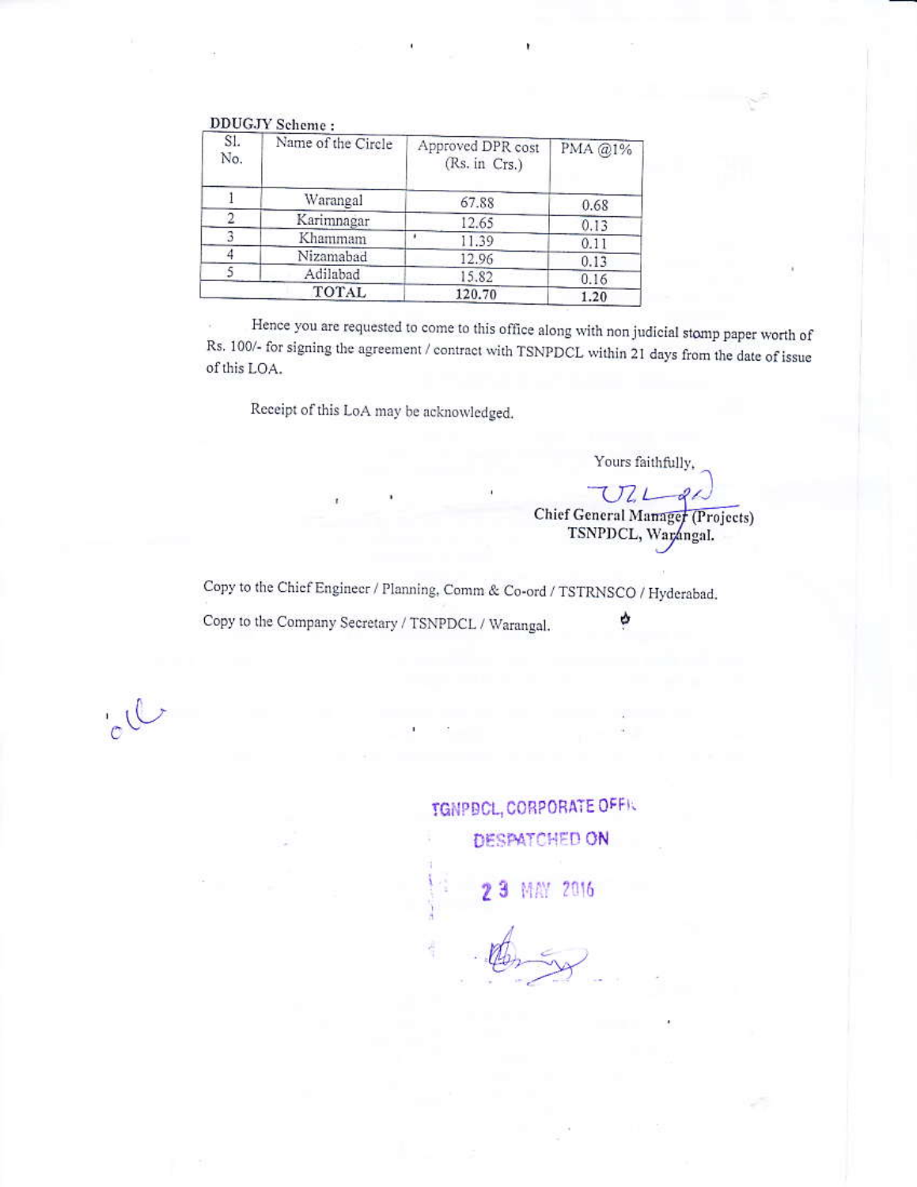**DDUGJY Scheme :**

| Sl. No. | Name of the Circle | Approved DPR cost (Rs. in Crs.) | PMA @1% |
|---|---|---|---|
| 1 | Warangal | 67.88 | 0.68 |
| 2 | Karimnagar | 12.65 | 0.13 |
| 3 | Khammam | 11.39 | 0.11 |
| 4 | Nizamabad | 12.96 | 0.13 |
| 5 | Adilabad | 15.82 | 0.16 |
| | TOTAL | 120.70 | 1.20 |

Hence you are requested to come to this office along with non judicial stamp paper worth of Rs. 100/- for signing the agreement / contract with TSNPDCL within 21 days from the date of issue of this LOA.

Receipt of this LoA may be acknowledged.

Yours faithfully,

Chief General Manager (Projects)
TSNPDCL, Warangal.

Copy to the Chief Engineer / Planning, Comm & Co-ord / TSTRNSCO / Hyderabad.

Copy to the Company Secretary / TSNPDCL / Warangal.

TGNPDCL, CORPORATE OFFI
DESPATCHED ON
23 MAY 2016